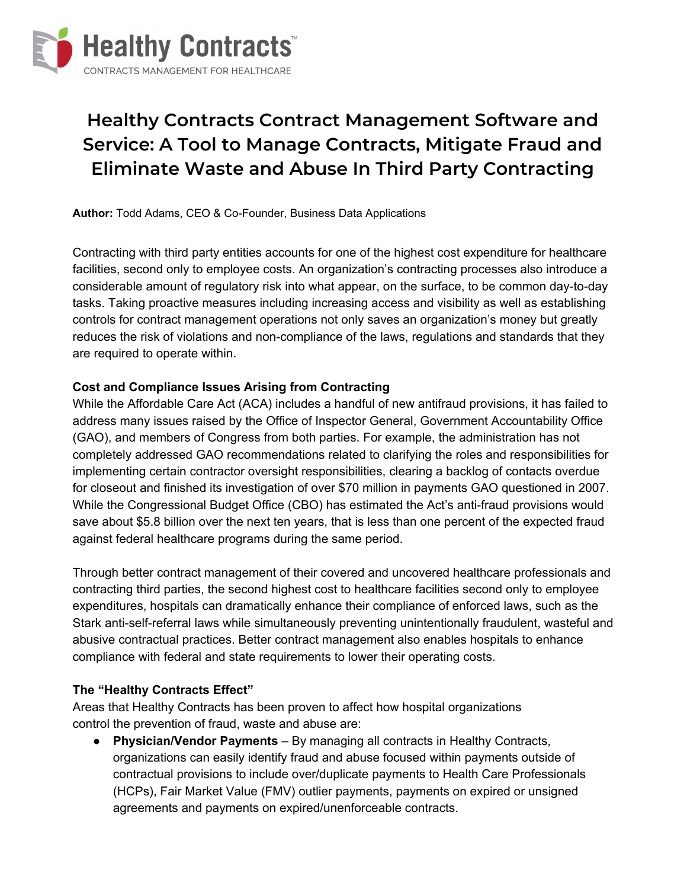Healthy Contracts™

CONTRACTS MANAGEMENT FOR HEALTHCARE

# Healthy Contracts Contract Management Software and Service: A Tool to Manage Contracts, Mitigate Fraud and Eliminate Waste and Abuse In Third Party Contracting

**Author:** Todd Adams, CEO & Co-Founder, Business Data Applications

Contracting with third party entities accounts for one of the highest cost expenditure for healthcare facilities, second only to employee costs. An organization's contracting processes also introduce a considerable amount of regulatory risk into what appear, on the surface, to be common day-to-day tasks. Taking proactive measures including increasing access and visibility as well as establishing controls for contract management operations not only saves an organization's money but greatly reduces the risk of violations and non-compliance of the laws, regulations and standards that they are required to operate within.

**Cost and Compliance Issues Arising from Contracting**

While the Affordable Care Act (ACA) includes a handful of new antifraud provisions, it has failed to address many issues raised by the Office of Inspector General, Government Accountability Office (GAO), and members of Congress from both parties. For example, the administration has not completely addressed GAO recommendations related to clarifying the roles and responsibilities for implementing certain contractor oversight responsibilities, clearing a backlog of contacts overdue for closeout and finished its investigation of over $70 million in payments GAO questioned in 2007. While the Congressional Budget Office (CBO) has estimated the Act's anti-fraud provisions would save about $5.8 billion over the next ten years, that is less than one percent of the expected fraud against federal healthcare programs during the same period.

Through better contract management of their covered and uncovered healthcare professionals and contracting third parties, the second highest cost to healthcare facilities second only to employee expenditures, hospitals can dramatically enhance their compliance of enforced laws, such as the Stark anti-self-referral laws while simultaneously preventing unintentionally fraudulent, wasteful and abusive contractual practices. Better contract management also enables hospitals to enhance compliance with federal and state requirements to lower their operating costs.

**The "Healthy Contracts Effect"**

Areas that Healthy Contracts has been proven to affect how hospital organizations control the prevention of fraud, waste and abuse are:

- **Physician/Vendor Payments** – By managing all contracts in Healthy Contracts, organizations can easily identify fraud and abuse focused within payments outside of contractual provisions to include over/duplicate payments to Health Care Professionals (HCPs), Fair Market Value (FMV) outlier payments, payments on expired or unsigned agreements and payments on expired/unenforceable contracts.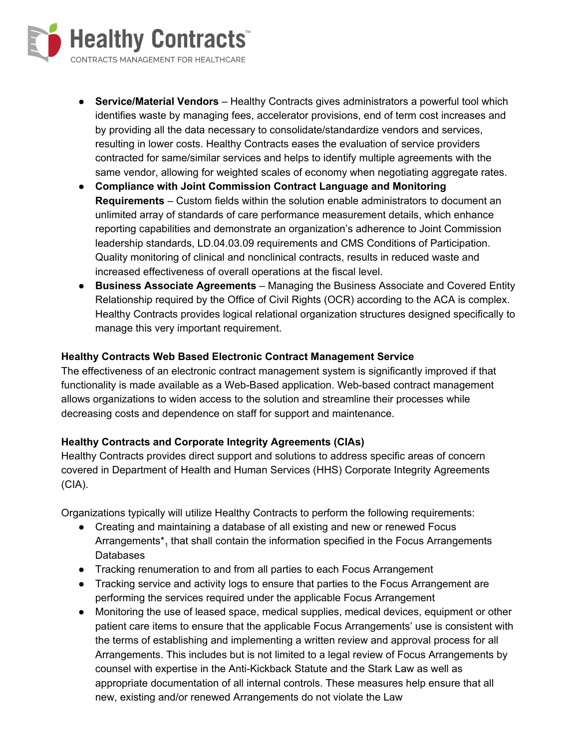- **Service/Material Vendors** – Healthy Contracts gives administrators a powerful tool which identifies waste by managing fees, accelerator provisions, end of term cost increases and by providing all the data necessary to consolidate/standardize vendors and services, resulting in lower costs. Healthy Contracts eases the evaluation of service providers contracted for same/similar services and helps to identify multiple agreements with the same vendor, allowing for weighted scales of economy when negotiating aggregate rates.
- **Compliance with Joint Commission Contract Language and Monitoring Requirements** – Custom fields within the solution enable administrators to document an unlimited array of standards of care performance measurement details, which enhance reporting capabilities and demonstrate an organization's adherence to Joint Commission leadership standards, LD.04.03.09 requirements and CMS Conditions of Participation. Quality monitoring of clinical and nonclinical contracts, results in reduced waste and increased effectiveness of overall operations at the fiscal level.
- **Business Associate Agreements** – Managing the Business Associate and Covered Entity Relationship required by the Office of Civil Rights (OCR) according to the ACA is complex. Healthy Contracts provides logical relational organization structures designed specifically to manage this very important requirement.

**Healthy Contracts Web Based Electronic Contract Management Service**

The effectiveness of an electronic contract management system is significantly improved if that functionality is made available as a Web-Based application. Web-based contract management allows organizations to widen access to the solution and streamline their processes while decreasing costs and dependence on staff for support and maintenance.

**Healthy Contracts and Corporate Integrity Agreements (CIAs)**

Healthy Contracts provides direct support and solutions to address specific areas of concern covered in Department of Health and Human Services (HHS) Corporate Integrity Agreements (CIA).

Organizations typically will utilize Healthy Contracts to perform the following requirements:

- Creating and maintaining a database of all existing and new or renewed Focus Arrangements*[1] that shall contain the information specified in the Focus Arrangements Databases
- Tracking renumeration to and from all parties to each Focus Arrangement
- Tracking service and activity logs to ensure that parties to the Focus Arrangement are performing the services required under the applicable Focus Arrangement
- Monitoring the use of leased space, medical supplies, medical devices, equipment or other patient care items to ensure that the applicable Focus Arrangements' use is consistent with the terms of establishing and implementing a written review and approval process for all Arrangements. This includes but is not limited to a legal review of Focus Arrangements by counsel with expertise in the Anti-Kickback Statute and the Stark Law as well as appropriate documentation of all internal controls. These measures help ensure that all new, existing and/or renewed Arrangements do not violate the Law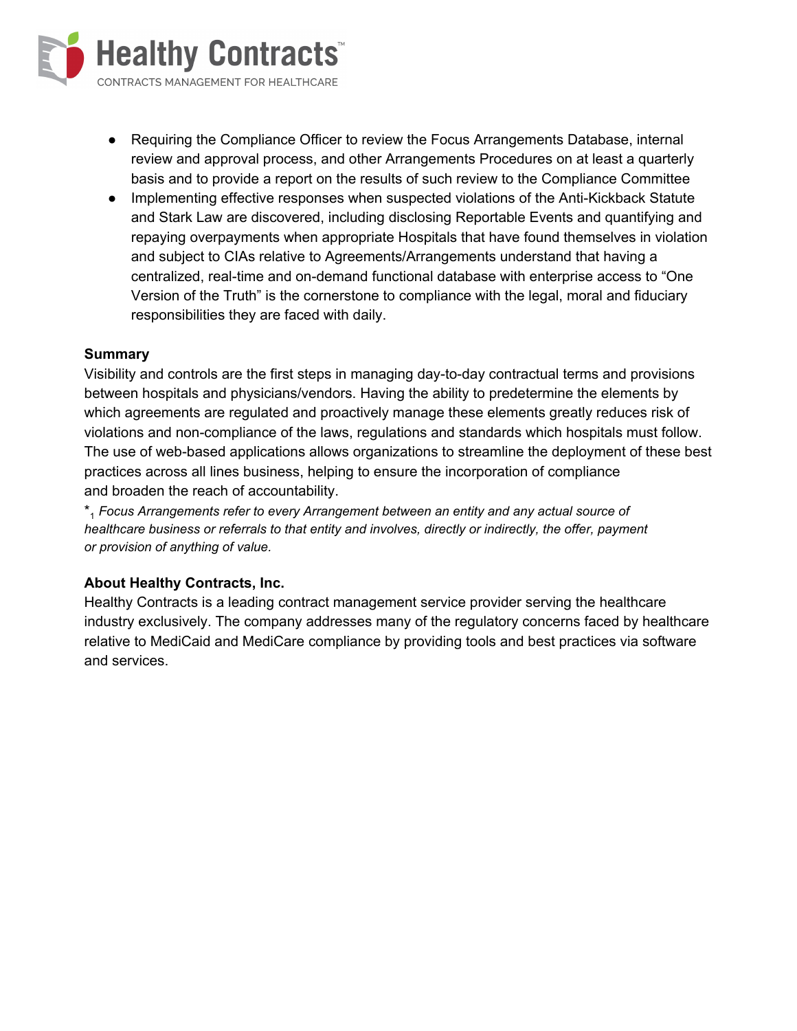- Requiring the Compliance Officer to review the Focus Arrangements Database, internal review and approval process, and other Arrangements Procedures on at least a quarterly basis and to provide a report on the results of such review to the Compliance Committee
- Implementing effective responses when suspected violations of the Anti-Kickback Statute and Stark Law are discovered, including disclosing Reportable Events and quantifying and repaying overpayments when appropriate Hospitals that have found themselves in violation and subject to CIAs relative to Agreements/Arrangements understand that having a centralized, real-time and on-demand functional database with enterprise access to "One Version of the Truth" is the cornerstone to compliance with the legal, moral and fiduciary responsibilities they are faced with daily.

**Summary**

Visibility and controls are the first steps in managing day-to-day contractual terms and provisions between hospitals and physicians/vendors. Having the ability to predetermine the elements by which agreements are regulated and proactively manage these elements greatly reduces risk of violations and non-compliance of the laws, regulations and standards which hospitals must follow. The use of web-based applications allows organizations to streamline the deployment of these best practices across all lines business, helping to ensure the incorporation of compliance and broaden the reach of accountability.

*[1] *Focus Arrangements refer to every Arrangement between an entity and any actual source of healthcare business or referrals to that entity and involves, directly or indirectly, the offer, payment or provision of anything of value.*

**About Healthy Contracts, Inc.**

Healthy Contracts is a leading contract management service provider serving the healthcare industry exclusively. The company addresses many of the regulatory concerns faced by healthcare relative to MediCaid and MediCare compliance by providing tools and best practices via software and services.